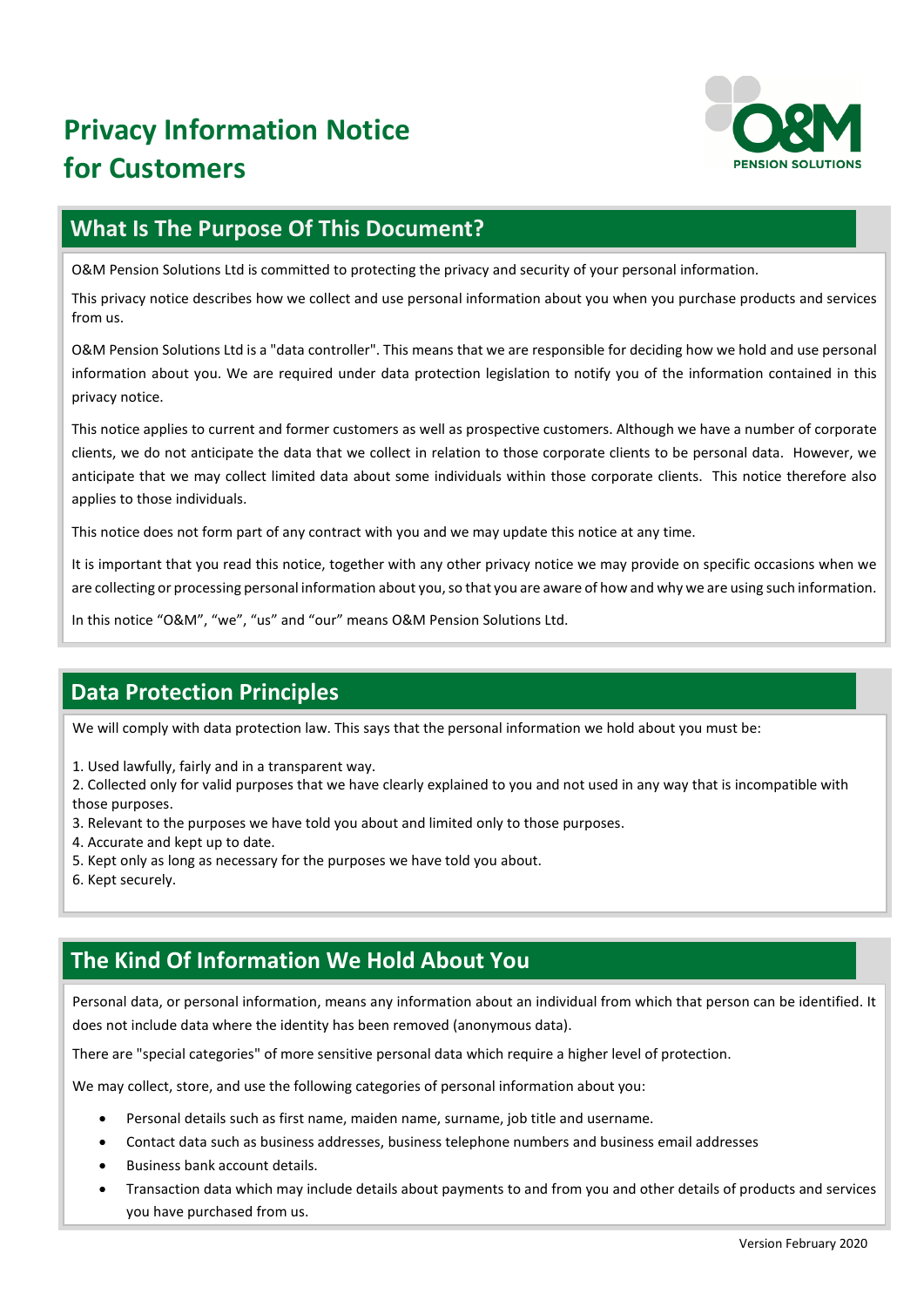# Privacy Information Notice for Customers

## What Is The Purpose Of This Document?

O&M Pension Solutions Ltd is committed to protecting the privacy and security of your personal information.

This privacy notice describes how we collect and use personal information about you when you purchase products and services from us.

O&M Pension Solutions Ltd is a "data controller". This means that we are responsible for deciding how we hold and use personal information about you. We are required under data protection legislation to notify you of the information contained in this privacy notice.

This notice applies to current and former customers as well as prospective customers. Although we have a number of corporate clients, we do not anticipate the data that we collect in relation to those corporate clients to be personal data. However, we anticipate that we may collect limited data about some individuals within those corporate clients. This notice therefore also applies to those individuals.

This notice does not form part of any contract with you and we may update this notice at any time.

It is important that you read this notice, together with any other privacy notice we may provide on specific occasions when we are collecting or processing personal information about you, so that you are aware of how and why we are using such information.

In this notice "O&M", "we", "us" and "our" means O&M Pension Solutions Ltd.

## Data Protection Principles

We will comply with data protection law. This says that the personal information we hold about you must be:

1. Used lawfully, fairly and in a transparent way.
2. Collected only for valid purposes that we have clearly explained to you and not used in any way that is incompatible with those purposes.
3. Relevant to the purposes we have told you about and limited only to those purposes.
4. Accurate and kept up to date.
5. Kept only as long as necessary for the purposes we have told you about.
6. Kept securely.

## The Kind Of Information We Hold About You

Personal data, or personal information, means any information about an individual from which that person can be identified. It does not include data where the identity has been removed (anonymous data).

There are "special categories" of more sensitive personal data which require a higher level of protection.

We may collect, store, and use the following categories of personal information about you:

- Personal details such as first name, maiden name, surname, job title and username.
- Contact data such as business addresses, business telephone numbers and business email addresses
- Business bank account details.
- Transaction data which may include details about payments to and from you and other details of products and services you have purchased from us.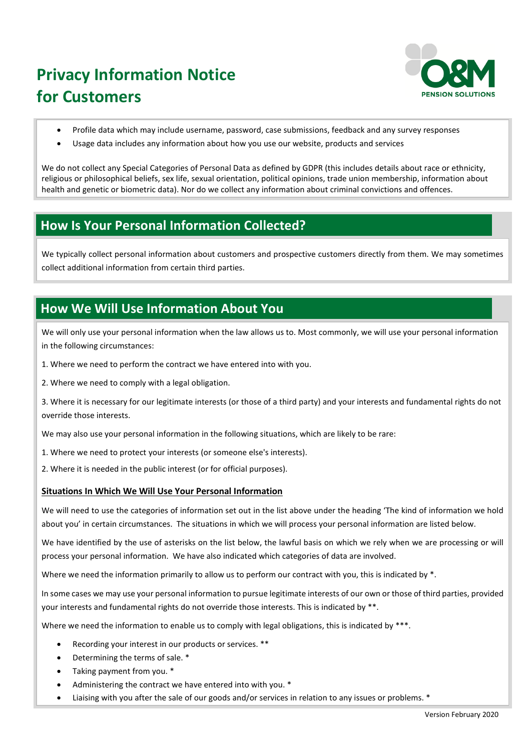# Privacy Information Notice for Customers

- Profile data which may include username, password, case submissions, feedback and any survey responses
- Usage data includes any information about how you use our website, products and services

We do not collect any Special Categories of Personal Data as defined by GDPR (this includes details about race or ethnicity, religious or philosophical beliefs, sex life, sexual orientation, political opinions, trade union membership, information about health and genetic or biometric data). Nor do we collect any information about criminal convictions and offences.

## How Is Your Personal Information Collected?

We typically collect personal information about customers and prospective customers directly from them. We may sometimes collect additional information from certain third parties.

## How We Will Use Information About You

We will only use your personal information when the law allows us to. Most commonly, we will use your personal information in the following circumstances:

1. Where we need to perform the contract we have entered into with you.

2. Where we need to comply with a legal obligation.

3. Where it is necessary for our legitimate interests (or those of a third party) and your interests and fundamental rights do not override those interests.

We may also use your personal information in the following situations, which are likely to be rare:

1. Where we need to protect your interests (or someone else's interests).

2. Where it is needed in the public interest (or for official purposes).

**<u>Situations In Which We Will Use Your Personal Information</u>**

We will need to use the categories of information set out in the list above under the heading 'The kind of information we hold about you' in certain circumstances. The situations in which we will process your personal information are listed below.

We have identified by the use of asterisks on the list below, the lawful basis on which we rely when we are processing or will process your personal information. We have also indicated which categories of data are involved.

Where we need the information primarily to allow us to perform our contract with you, this is indicated by *.

In some cases we may use your personal information to pursue legitimate interests of our own or those of third parties, provided your interests and fundamental rights do not override those interests. This is indicated by **.

Where we need the information to enable us to comply with legal obligations, this is indicated by ***.

- Recording your interest in our products or services. **
- Determining the terms of sale. *
- Taking payment from you. *
- Administering the contract we have entered into with you. *
- Liaising with you after the sale of our goods and/or services in relation to any issues or problems. *

Version February 2020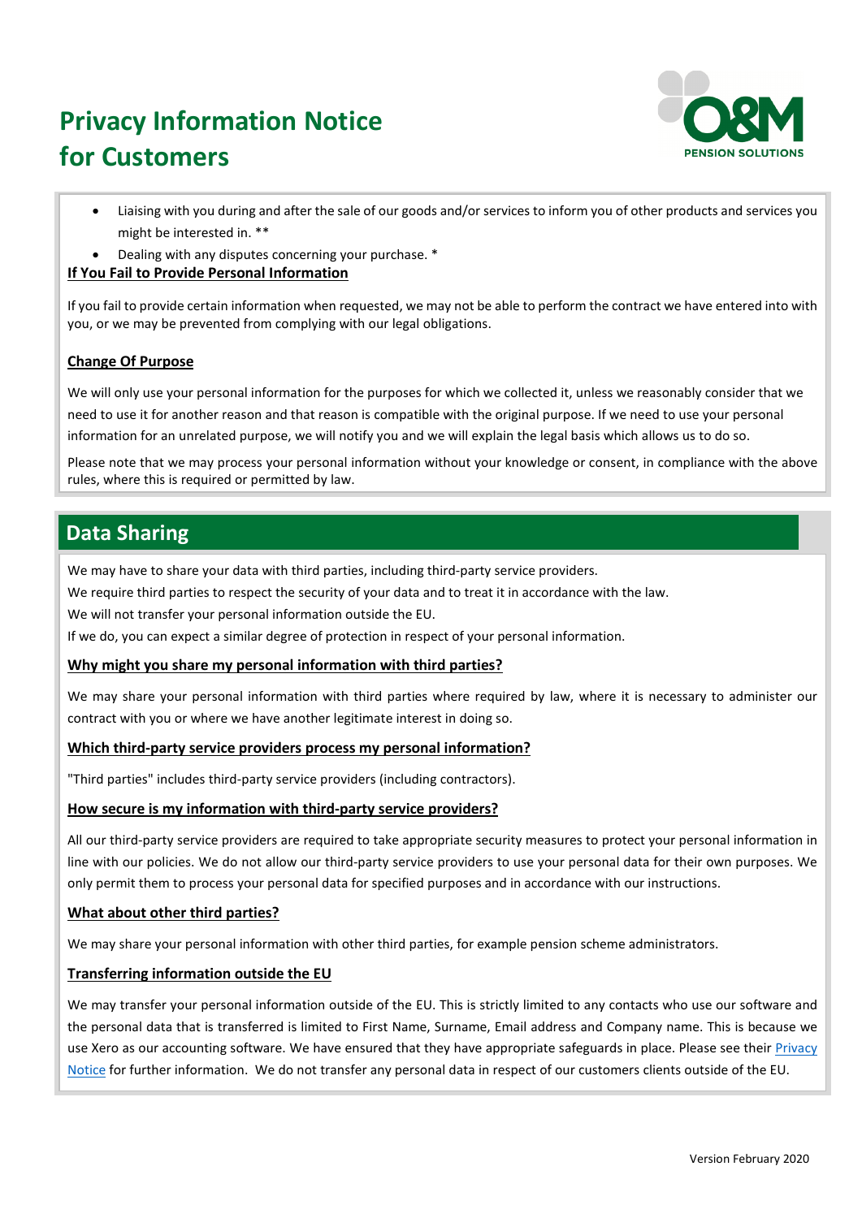# Privacy Information Notice for Customers

- Liaising with you during and after the sale of our goods and/or services to inform you of other products and services you might be interested in. **
- Dealing with any disputes concerning your purchase. *

**If You Fail to Provide Personal Information**

If you fail to provide certain information when requested, we may not be able to perform the contract we have entered into with you, or we may be prevented from complying with our legal obligations.

**Change Of Purpose**

We will only use your personal information for the purposes for which we collected it, unless we reasonably consider that we need to use it for another reason and that reason is compatible with the original purpose. If we need to use your personal information for an unrelated purpose, we will notify you and we will explain the legal basis which allows us to do so.

Please note that we may process your personal information without your knowledge or consent, in compliance with the above rules, where this is required or permitted by law.

## Data Sharing

We may have to share your data with third parties, including third-party service providers.

We require third parties to respect the security of your data and to treat it in accordance with the law.

We will not transfer your personal information outside the EU.

If we do, you can expect a similar degree of protection in respect of your personal information.

**Why might you share my personal information with third parties?**

We may share your personal information with third parties where required by law, where it is necessary to administer our contract with you or where we have another legitimate interest in doing so.

**Which third-party service providers process my personal information?**

"Third parties" includes third-party service providers (including contractors).

**How secure is my information with third-party service providers?**

All our third-party service providers are required to take appropriate security measures to protect your personal information in line with our policies. We do not allow our third-party service providers to use your personal data for their own purposes. We only permit them to process your personal data for specified purposes and in accordance with our instructions.

**What about other third parties?**

We may share your personal information with other third parties, for example pension scheme administrators.

**Transferring information outside the EU**

We may transfer your personal information outside of the EU. This is strictly limited to any contacts who use our software and the personal data that is transferred is limited to First Name, Surname, Email address and Company name. This is because we use Xero as our accounting software. We have ensured that they have appropriate safeguards in place. Please see their Privacy Notice for further information. We do not transfer any personal data in respect of our customers clients outside of the EU.

Version February 2020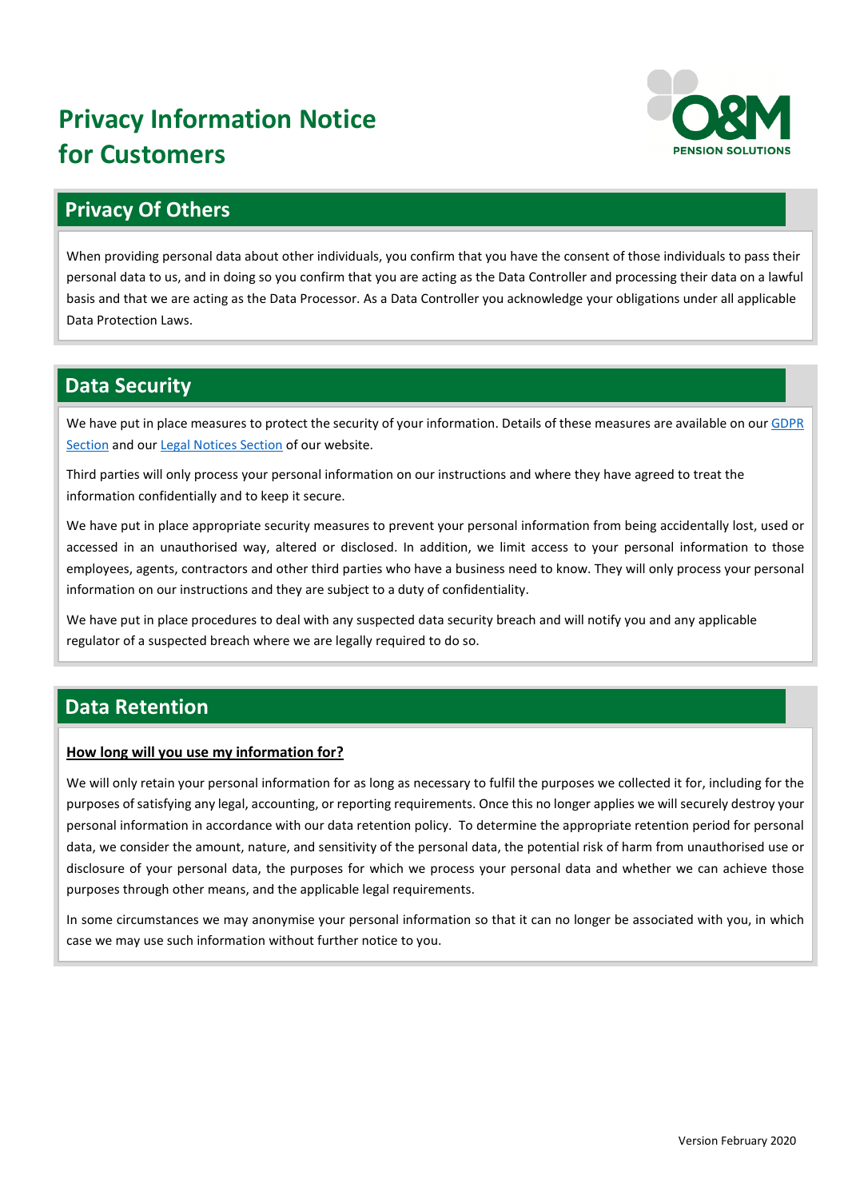# Privacy Information Notice for Customers

## Privacy Of Others

When providing personal data about other individuals, you confirm that you have the consent of those individuals to pass their personal data to us, and in doing so you confirm that you are acting as the Data Controller and processing their data on a lawful basis and that we are acting as the Data Processor. As a Data Controller you acknowledge your obligations under all applicable Data Protection Laws.

## Data Security

We have put in place measures to protect the security of your information. Details of these measures are available on our GDPR Section and our Legal Notices Section of our website.

Third parties will only process your personal information on our instructions and where they have agreed to treat the information confidentially and to keep it secure.

We have put in place appropriate security measures to prevent your personal information from being accidentally lost, used or accessed in an unauthorised way, altered or disclosed. In addition, we limit access to your personal information to those employees, agents, contractors and other third parties who have a business need to know. They will only process your personal information on our instructions and they are subject to a duty of confidentiality.

We have put in place procedures to deal with any suspected data security breach and will notify you and any applicable regulator of a suspected breach where we are legally required to do so.

## Data Retention

**How long will you use my information for?**

We will only retain your personal information for as long as necessary to fulfil the purposes we collected it for, including for the purposes of satisfying any legal, accounting, or reporting requirements. Once this no longer applies we will securely destroy your personal information in accordance with our data retention policy. To determine the appropriate retention period for personal data, we consider the amount, nature, and sensitivity of the personal data, the potential risk of harm from unauthorised use or disclosure of your personal data, the purposes for which we process your personal data and whether we can achieve those purposes through other means, and the applicable legal requirements.

In some circumstances we may anonymise your personal information so that it can no longer be associated with you, in which case we may use such information without further notice to you.

Version February 2020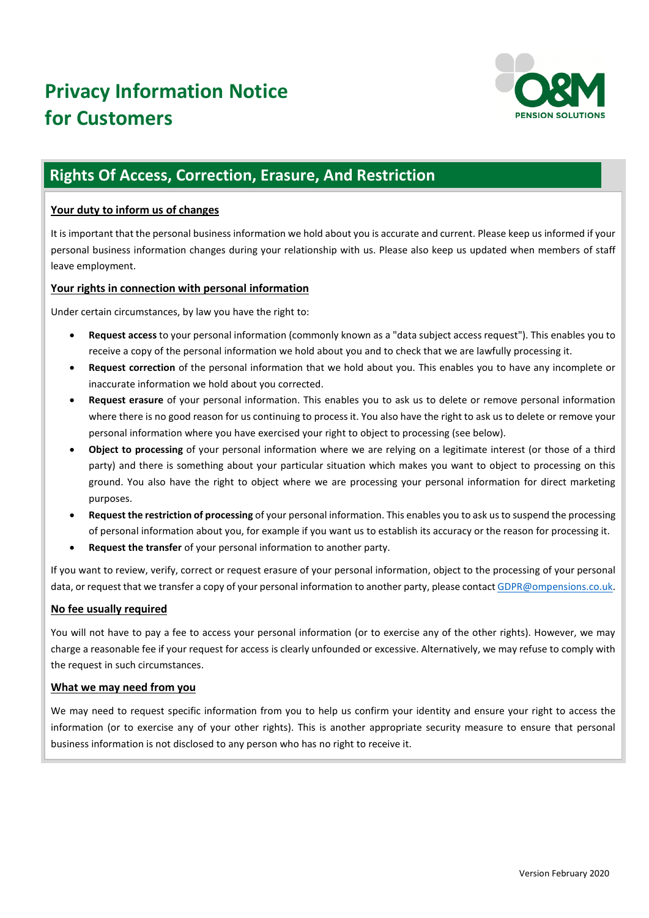# Privacy Information Notice for Customers

## Rights Of Access, Correction, Erasure, And Restriction

### Your duty to inform us of changes

It is important that the personal business information we hold about you is accurate and current. Please keep us informed if your personal business information changes during your relationship with us. Please also keep us updated when members of staff leave employment.

### Your rights in connection with personal information

Under certain circumstances, by law you have the right to:

- **Request access** to your personal information (commonly known as a "data subject access request"). This enables you to receive a copy of the personal information we hold about you and to check that we are lawfully processing it.
- **Request correction** of the personal information that we hold about you. This enables you to have any incomplete or inaccurate information we hold about you corrected.
- **Request erasure** of your personal information. This enables you to ask us to delete or remove personal information where there is no good reason for us continuing to process it. You also have the right to ask us to delete or remove your personal information where you have exercised your right to object to processing (see below).
- **Object to processing** of your personal information where we are relying on a legitimate interest (or those of a third party) and there is something about your particular situation which makes you want to object to processing on this ground. You also have the right to object where we are processing your personal information for direct marketing purposes.
- **Request the restriction of processing** of your personal information. This enables you to ask us to suspend the processing of personal information about you, for example if you want us to establish its accuracy or the reason for processing it.
- **Request the transfer** of your personal information to another party.

If you want to review, verify, correct or request erasure of your personal information, object to the processing of your personal data, or request that we transfer a copy of your personal information to another party, please contact GDPR@ompensions.co.uk.

### No fee usually required

You will not have to pay a fee to access your personal information (or to exercise any of the other rights). However, we may charge a reasonable fee if your request for access is clearly unfounded or excessive. Alternatively, we may refuse to comply with the request in such circumstances.

### What we may need from you

We may need to request specific information from you to help us confirm your identity and ensure your right to access the information (or to exercise any of your other rights). This is another appropriate security measure to ensure that personal business information is not disclosed to any person who has no right to receive it.

Version February 2020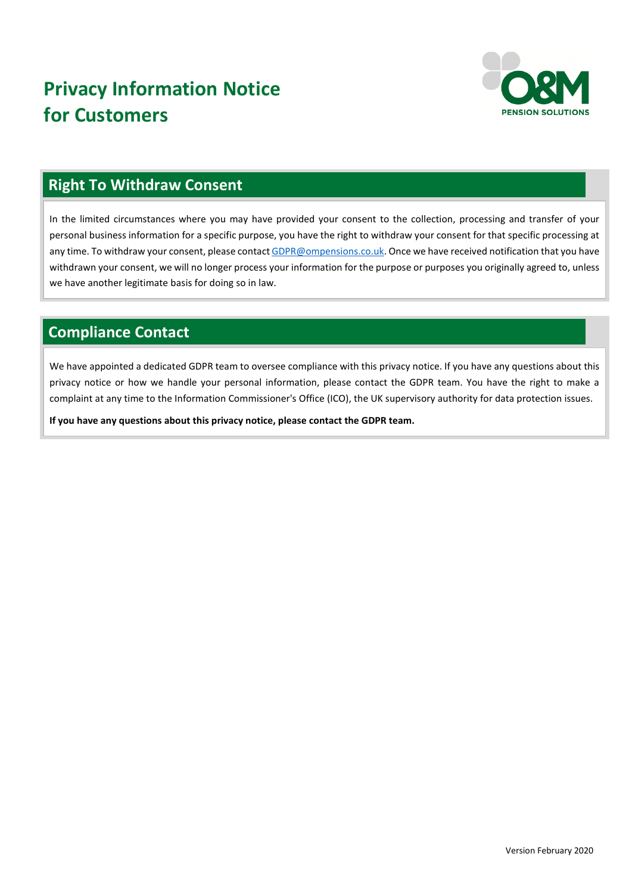# Privacy Information Notice for Customers

## Right To Withdraw Consent

In the limited circumstances where you may have provided your consent to the collection, processing and transfer of your personal business information for a specific purpose, you have the right to withdraw your consent for that specific processing at any time. To withdraw your consent, please contact GDPR@ompensions.co.uk. Once we have received notification that you have withdrawn your consent, we will no longer process your information for the purpose or purposes you originally agreed to, unless we have another legitimate basis for doing so in law.

## Compliance Contact

We have appointed a dedicated GDPR team to oversee compliance with this privacy notice. If you have any questions about this privacy notice or how we handle your personal information, please contact the GDPR team. You have the right to make a complaint at any time to the Information Commissioner's Office (ICO), the UK supervisory authority for data protection issues.

**If you have any questions about this privacy notice, please contact the GDPR team.**

Version February 2020